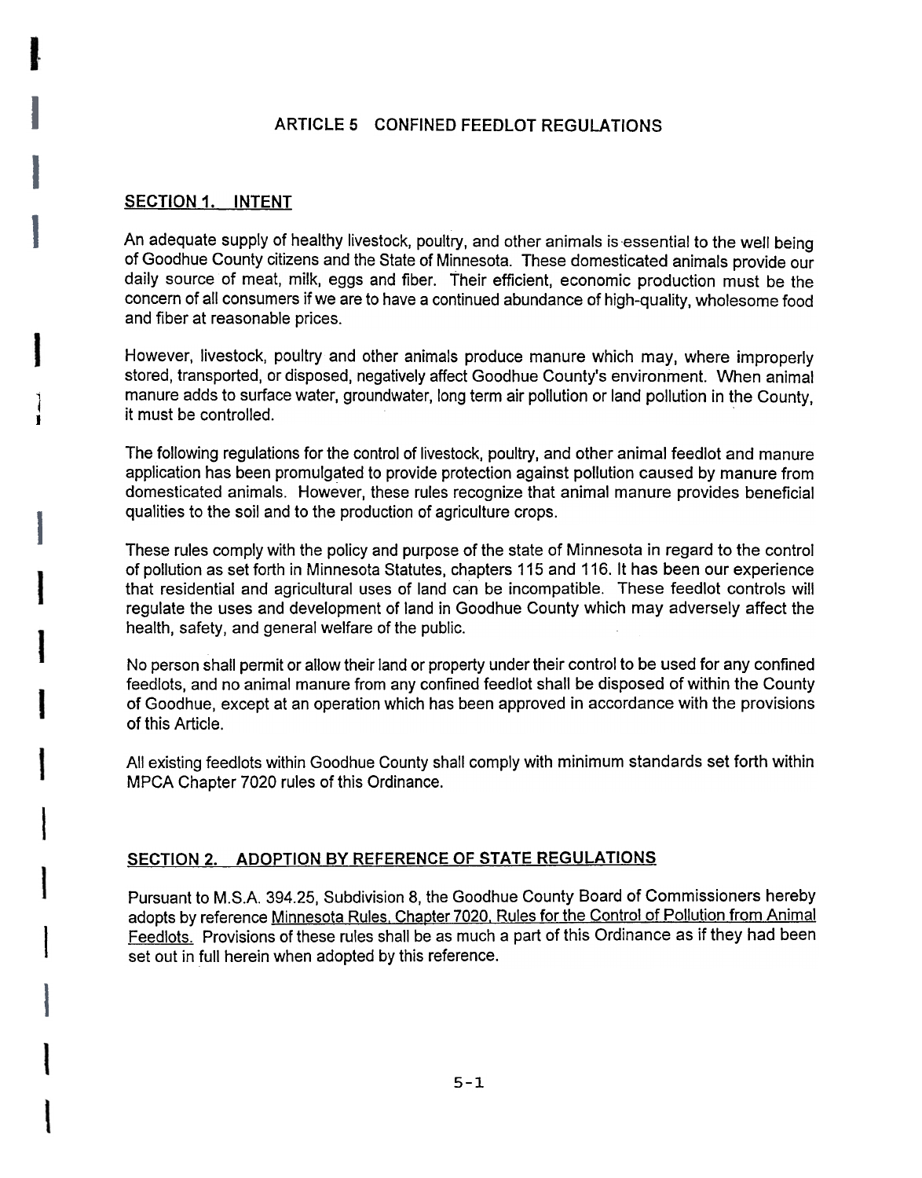# ARTICLE 5 CONFINED FEEDLOT REGULATIONS

## SECTION 1. INTENT

An adequate supply of healthy livestock, poultry, and other animals is essential to the well being of Goodhue County citizens and the State of Minnesota. These domesticated animals provide our daily source of meat, milk, eggs and fiber. Their efficient, economic production must be the concern of all consumers if we are to have a continued abundance of high-quality, wholesome food and fiber at reasonable prices.

However, livestock, poultry and other animals produce manure which may, where improperly stored, transported, or disposed, negatively affect Goodhue County's environment. When animal manure adds to surface water, groundwater, long term air pollution or land pollution in the County, it must be controlled.

The following regulations for the control of livestock, poultry, and other animal feedlot and manure application has been promulgated to provide protection against pollution caused by manure from domesticated animals. However, these rules recognize that animal manure provides beneficial qualities to the soil and to the production of agriculture crops.

These rules comply with the policy and purpose of the state of Minnesota in regard to the control of pollution as set forth in Minnesota Statutes, chapters 115 and 116. It has been our experience that residential and agricultural uses of land can be incompatible. These feedlot controls will regulate the uses and development of land in Goodhue County which may adversely affect the health, safety, and general welfare of the public.

No person shall permit or allow their land or property under their control to be used for any confined feedlots, and no animal manure from any confined feedlot shall be disposed of within the County of Goodhue, except at an operation which has been approved in accordance with the provisions of this Article.

All existing feedlots within Goodhue County shall comply with minimum standards set forth within MPCA Chapter 7020 rules of this Ordinance.

## SECTION 2. ADOPTION BY REFERENCE OF STATE REGULATIONS

Pursuant to M.S.A. 394.25, Subdivision 8, the Goodhue County Board of Commissioners hereby adopts by reference Minnesota Rules, Chapter 7020, Rules for the Control of Pollution from Animal Feedlots. Provisions of these rules shall be as much a part of this Ordinance as if they had been set out in full herein when adopted by this reference.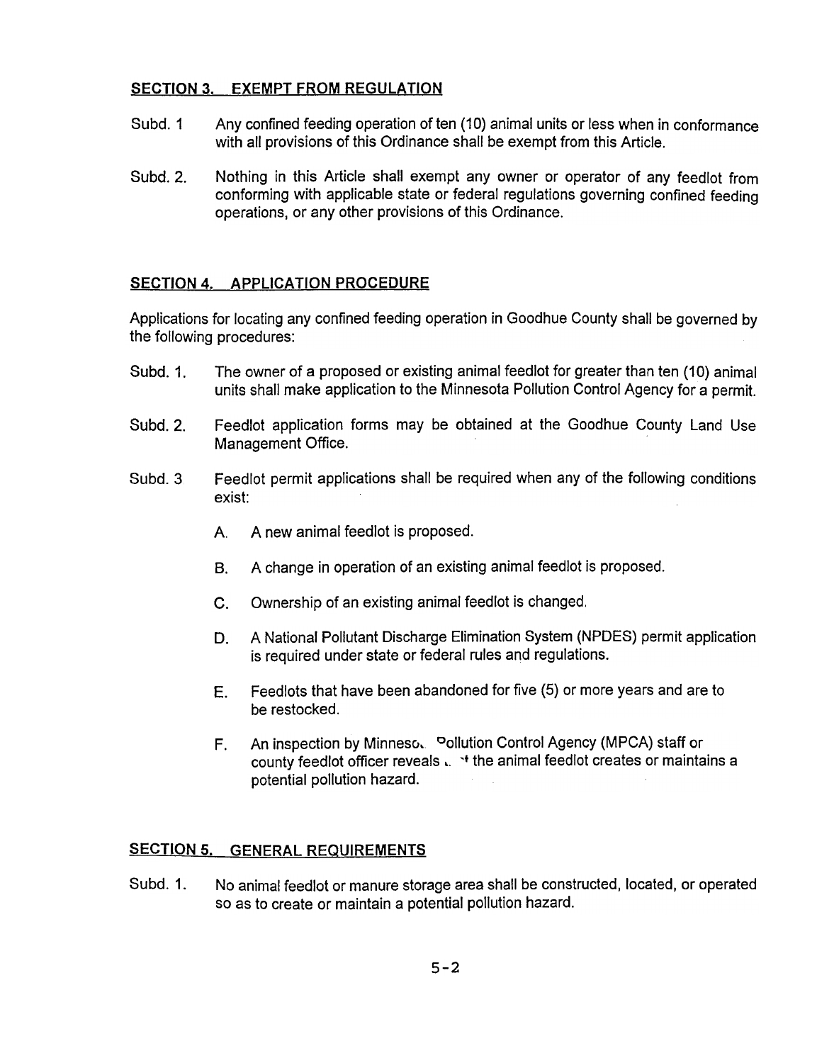## SECTION 3. EXEMPT FROM REGULATION

Subd. 1 Any confined feeding operation of ten (10) animal units or less when in conformance with all provisions of this Ordinance shall be exempt from this Article.

Subd. 2. Nothing in this Article shall exempt any owner or operator of any feedlot from conforming with applicable state or federal regulations governing confined feeding operations, or any other provisions of this Ordinance.

## SECTION 4. APPLICATION PROCEDURE

Applications for locating any confined feeding operation in Goodhue County shall be governed by the following procedures:

Subd. 1. The owner of a proposed or existing animal feedlot for greater than ten (10) animal units shall make application to the Minnesota Pollution Control Agency for a permit.

Subd. 2. Feedlot application forms may be obtained at the Goodhue County Land Use Management Office.

Subd. 3 Feedlot permit applications shall be required when any of the following conditions exist:

A. A new animal feedlot is proposed.

B. A change in operation of an existing animal feedlot is proposed.

C. Ownership of an existing animal feedlot is changed.

D. A National Pollutant Discharge Elimination System (NPDES) permit application is required under state or federal rules and regulations.

E. Feedlots that have been abandoned for five (5) or more years and are to be restocked.

F. An inspection by Minnesota Pollution Control Agency (MPCA) staff or county feedlot officer reveals that the animal feedlot creates or maintains a potential pollution hazard.

## SECTION 5. GENERAL REQUIREMENTS

Subd. 1. No animal feedlot or manure storage area shall be constructed, located, or operated so as to create or maintain a potential pollution hazard.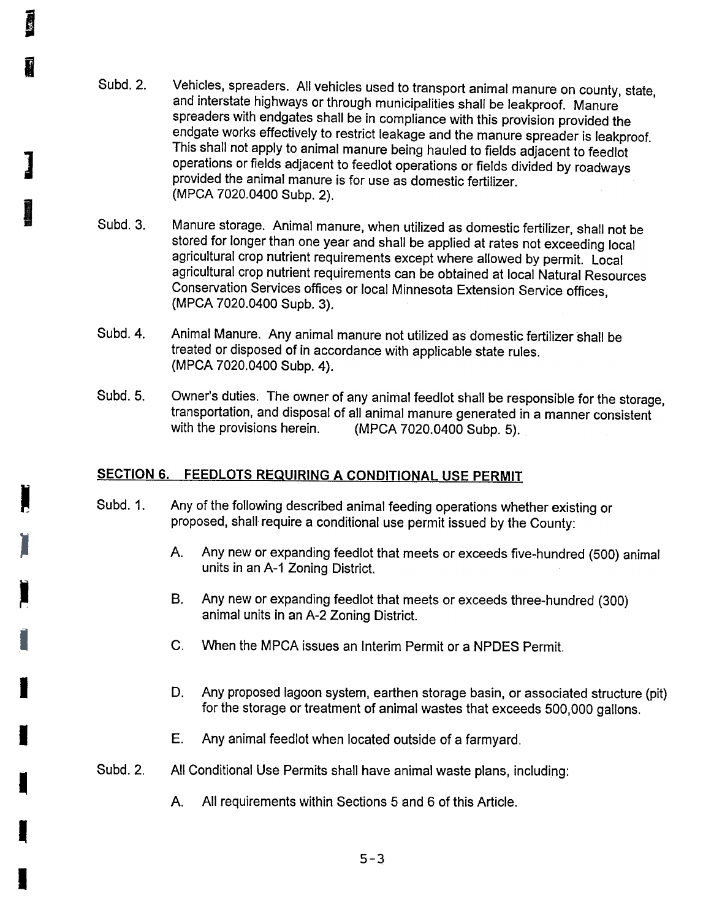Subd. 2. Vehicles, spreaders. All vehicles used to transport animal manure on county, state, and interstate highways or through municipalities shall be leakproof. Manure spreaders with endgates shall be in compliance with this provision provided the endgate works effectively to restrict leakage and the manure spreader is leakproof. This shall not apply to animal manure being hauled to fields adjacent to feedlot operations or fields adjacent to feedlot operations or fields divided by roadways provided the animal manure is for use as domestic fertilizer. (MPCA 7020.0400 Subp. 2).

Subd. 3. Manure storage. Animal manure, when utilized as domestic fertilizer, shall not be stored for longer than one year and shall be applied at rates not exceeding local agricultural crop nutrient requirements except where allowed by permit. Local agricultural crop nutrient requirements can be obtained at local Natural Resources Conservation Services offices or local Minnesota Extension Service offices, (MPCA 7020.0400 Supb. 3).

Subd. 4. Animal Manure. Any animal manure not utilized as domestic fertilizer shall be treated or disposed of in accordance with applicable state rules. (MPCA 7020.0400 Subp. 4).

Subd. 5. Owner's duties. The owner of any animal feedlot shall be responsible for the storage, transportation, and disposal of all animal manure generated in a manner consistent with the provisions herein. (MPCA 7020.0400 Subp. 5).

## SECTION 6. FEEDLOTS REQUIRING A CONDITIONAL USE PERMIT

Subd. 1. Any of the following described animal feeding operations whether existing or proposed, shall require a conditional use permit issued by the County:

A. Any new or expanding feedlot that meets or exceeds five-hundred (500) animal units in an A-1 Zoning District.

B. Any new or expanding feedlot that meets or exceeds three-hundred (300) animal units in an A-2 Zoning District.

C. When the MPCA issues an Interim Permit or a NPDES Permit.

D. Any proposed lagoon system, earthen storage basin, or associated structure (pit) for the storage or treatment of animal wastes that exceeds 500,000 gallons.

E. Any animal feedlot when located outside of a farmyard.

Subd. 2. All Conditional Use Permits shall have animal waste plans, including:

A. All requirements within Sections 5 and 6 of this Article.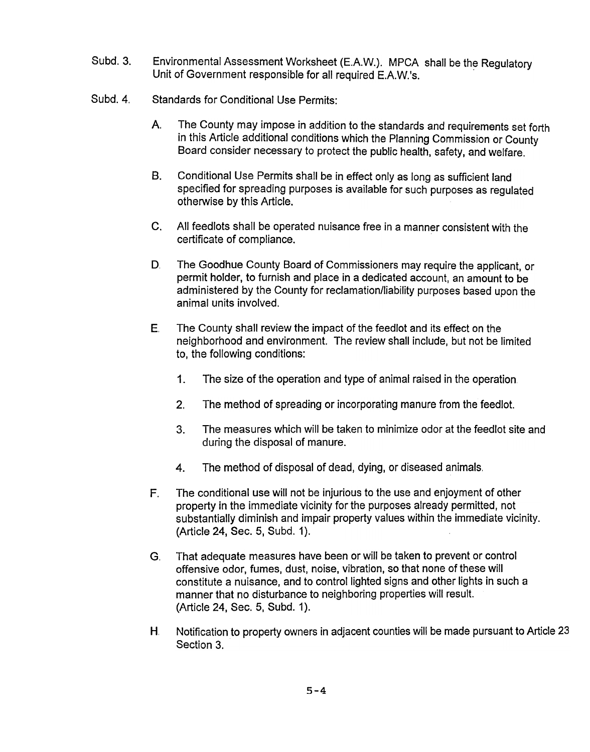Subd. 3. Environmental Assessment Worksheet (E.A.W.). MPCA shall be the Regulatory Unit of Government responsible for all required E.A.W.'s.

Subd. 4. Standards for Conditional Use Permits:

A. The County may impose in addition to the standards and requirements set forth in this Article additional conditions which the Planning Commission or County Board consider necessary to protect the public health, safety, and welfare.

B. Conditional Use Permits shall be in effect only as long as sufficient land specified for spreading purposes is available for such purposes as regulated otherwise by this Article.

C. All feedlots shall be operated nuisance free in a manner consistent with the certificate of compliance.

D. The Goodhue County Board of Commissioners may require the applicant, or permit holder, to furnish and place in a dedicated account, an amount to be administered by the County for reclamation/liability purposes based upon the animal units involved.

E. The County shall review the impact of the feedlot and its effect on the neighborhood and environment. The review shall include, but not be limited to, the following conditions:

1. The size of the operation and type of animal raised in the operation.

2. The method of spreading or incorporating manure from the feedlot.

3. The measures which will be taken to minimize odor at the feedlot site and during the disposal of manure.

4. The method of disposal of dead, dying, or diseased animals.

F. The conditional use will not be injurious to the use and enjoyment of other property in the immediate vicinity for the purposes already permitted, not substantially diminish and impair property values within the immediate vicinity. (Article 24, Sec. 5, Subd. 1).

G. That adequate measures have been or will be taken to prevent or control offensive odor, fumes, dust, noise, vibration, so that none of these will constitute a nuisance, and to control lighted signs and other lights in such a manner that no disturbance to neighboring properties will result. (Article 24, Sec. 5, Subd. 1).

H. Notification to property owners in adjacent counties will be made pursuant to Article 23 Section 3.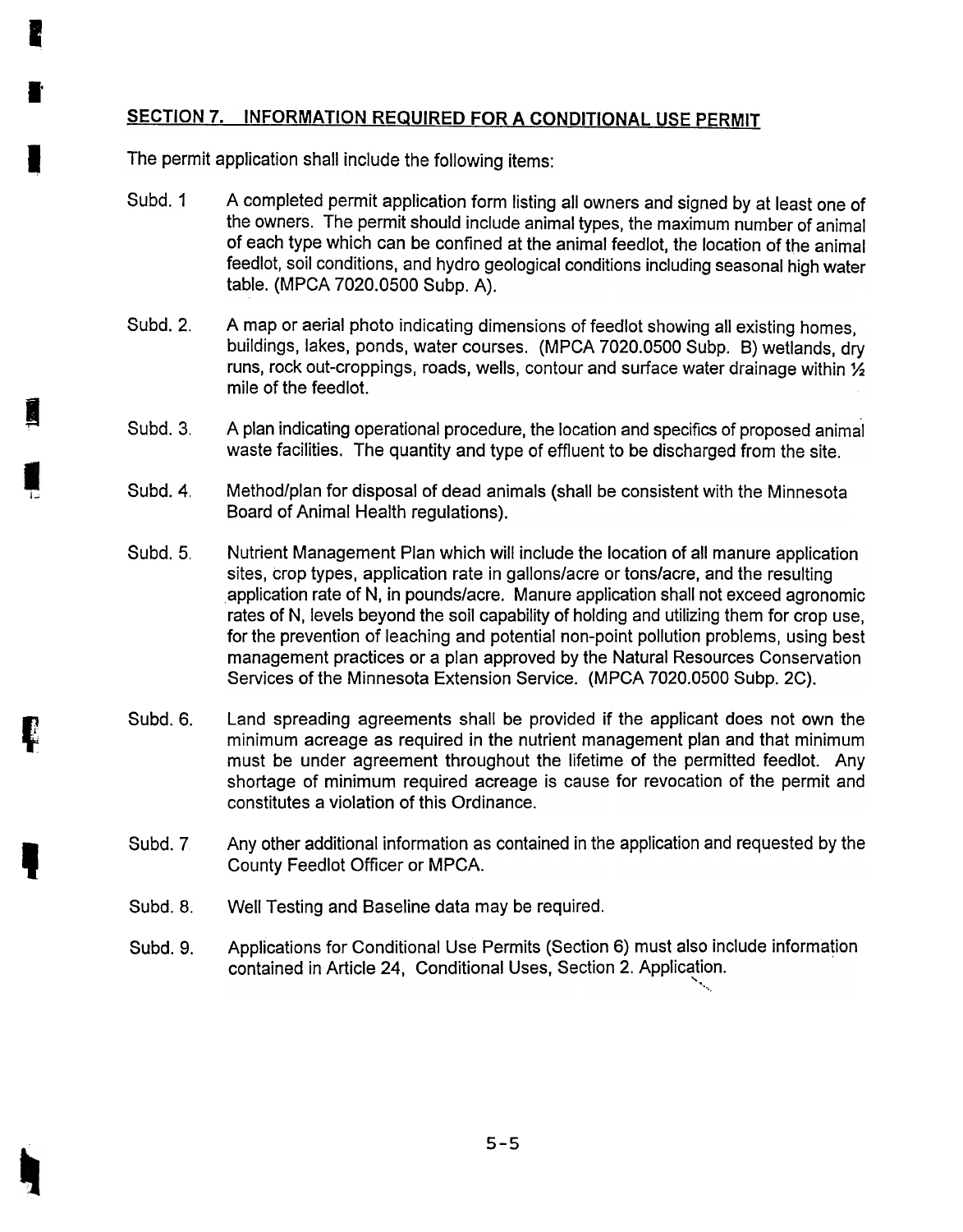## SECTION 7. INFORMATION REQUIRED FOR A CONDITIONAL USE PERMIT

The permit application shall include the following items:

Subd. 1 A completed permit application form listing all owners and signed by at least one of the owners. The permit should include animal types, the maximum number of animal of each type which can be confined at the animal feedlot, the location of the animal feedlot, soil conditions, and hydro geological conditions including seasonal high water table. (MPCA 7020.0500 Subp. A).

Subd. 2. A map or aerial photo indicating dimensions of feedlot showing all existing homes, buildings, lakes, ponds, water courses. (MPCA 7020.0500 Subp. B) wetlands, dry runs, rock out-croppings, roads, wells, contour and surface water drainage within ½ mile of the feedlot.

Subd. 3. A plan indicating operational procedure, the location and specifics of proposed animal waste facilities. The quantity and type of effluent to be discharged from the site.

Subd. 4. Method/plan for disposal of dead animals (shall be consistent with the Minnesota Board of Animal Health regulations).

Subd. 5. Nutrient Management Plan which will include the location of all manure application sites, crop types, application rate in gallons/acre or tons/acre, and the resulting application rate of N, in pounds/acre. Manure application shall not exceed agronomic rates of N, levels beyond the soil capability of holding and utilizing them for crop use, for the prevention of leaching and potential non-point pollution problems, using best management practices or a plan approved by the Natural Resources Conservation Services of the Minnesota Extension Service. (MPCA 7020.0500 Subp. 2C).

Subd. 6. Land spreading agreements shall be provided if the applicant does not own the minimum acreage as required in the nutrient management plan and that minimum must be under agreement throughout the lifetime of the permitted feedlot. Any shortage of minimum required acreage is cause for revocation of the permit and constitutes a violation of this Ordinance.

Subd. 7 Any other additional information as contained in the application and requested by the County Feedlot Officer or MPCA.

Subd. 8. Well Testing and Baseline data may be required.

Subd. 9. Applications for Conditional Use Permits (Section 6) must also include information contained in Article 24, Conditional Uses, Section 2. Application.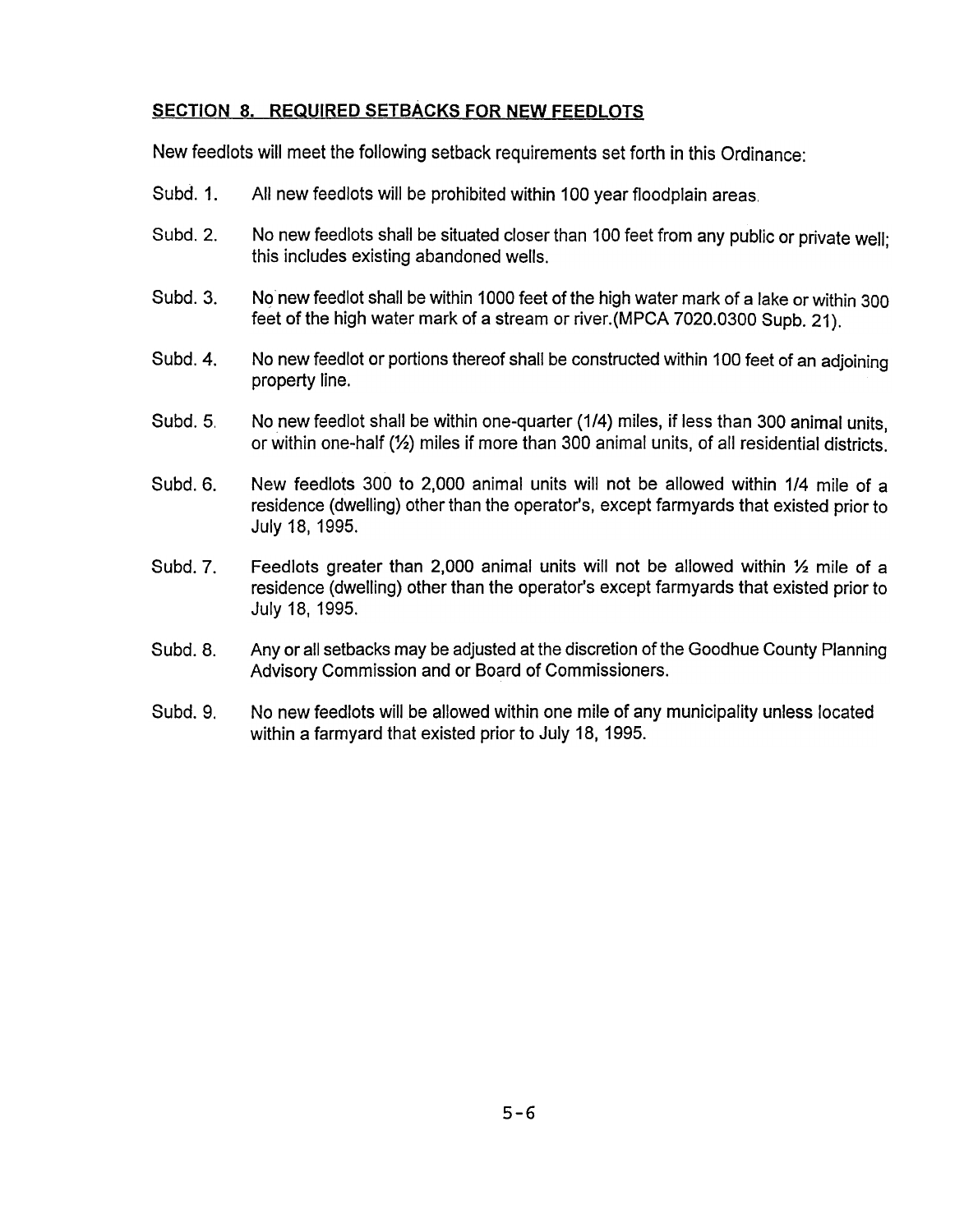## SECTION 8. REQUIRED SETBACKS FOR NEW FEEDLOTS

New feedlots will meet the following setback requirements set forth in this Ordinance:

Subd. 1. All new feedlots will be prohibited within 100 year floodplain areas.

Subd. 2. No new feedlots shall be situated closer than 100 feet from any public or private well; this includes existing abandoned wells.

Subd. 3. No new feedlot shall be within 1000 feet of the high water mark of a lake or within 300 feet of the high water mark of a stream or river.(MPCA 7020.0300 Supb. 21).

Subd. 4. No new feedlot or portions thereof shall be constructed within 100 feet of an adjoining property line.

Subd. 5. No new feedlot shall be within one-quarter (1/4) miles, if less than 300 animal units, or within one-half (½) miles if more than 300 animal units, of all residential districts.

Subd. 6. New feedlots 300 to 2,000 animal units will not be allowed within 1/4 mile of a residence (dwelling) other than the operator's, except farmyards that existed prior to July 18, 1995.

Subd. 7. Feedlots greater than 2,000 animal units will not be allowed within ½ mile of a residence (dwelling) other than the operator's except farmyards that existed prior to July 18, 1995.

Subd. 8. Any or all setbacks may be adjusted at the discretion of the Goodhue County Planning Advisory Commission and or Board of Commissioners.

Subd. 9. No new feedlots will be allowed within one mile of any municipality unless located within a farmyard that existed prior to July 18, 1995.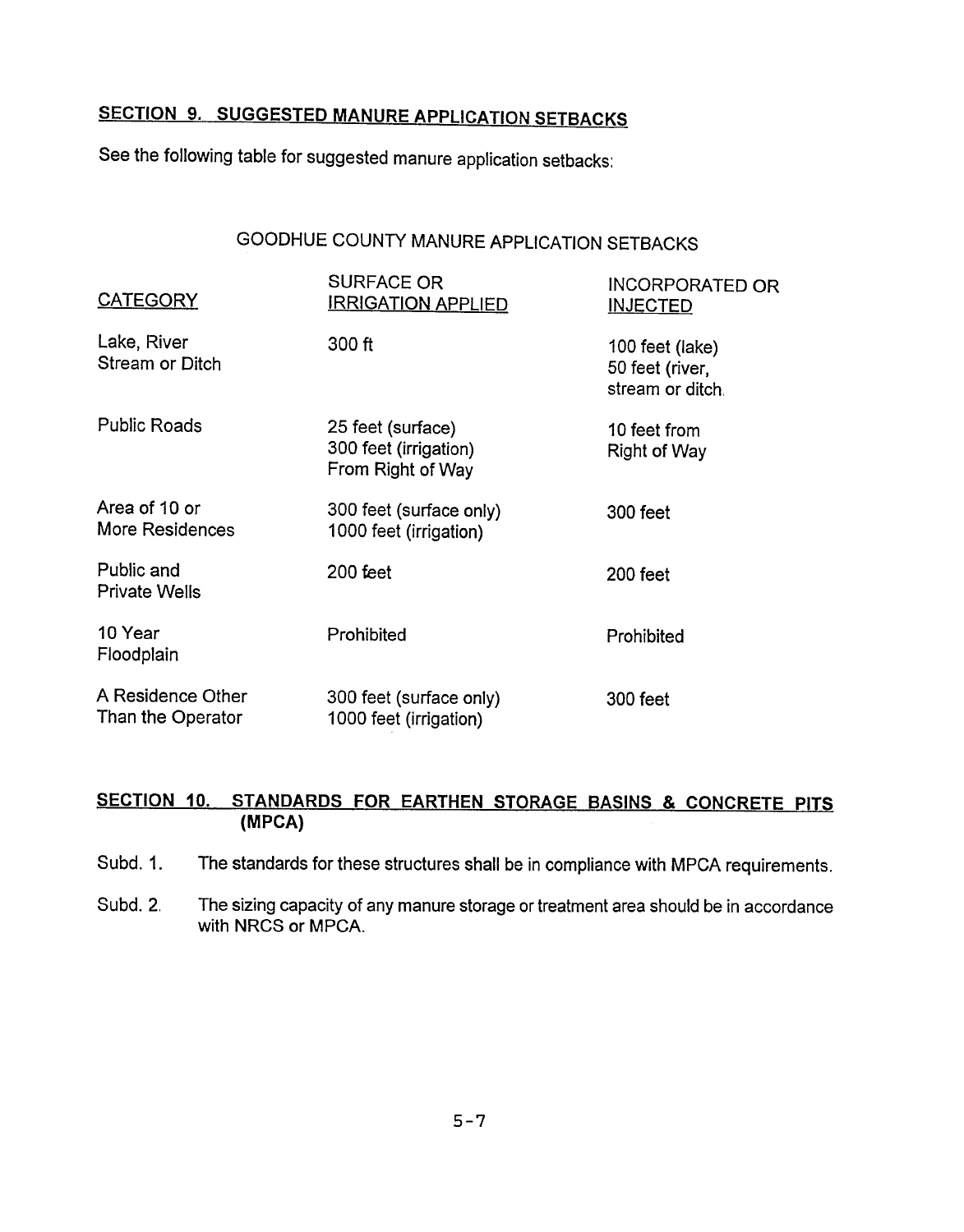## SECTION 9. SUGGESTED MANURE APPLICATION SETBACKS

See the following table for suggested manure application setbacks:

GOODHUE COUNTY MANURE APPLICATION SETBACKS

| CATEGORY | SURFACE OR IRRIGATION APPLIED | INCORPORATED OR INJECTED |
|---|---|---|
| Lake, River Stream or Ditch | 300 ft | 100 feet (lake) 50 feet (river, stream or ditch. |
| Public Roads | 25 feet (surface) 300 feet (irrigation) From Right of Way | 10 feet from Right of Way |
| Area of 10 or More Residences | 300 feet (surface only) 1000 feet (irrigation) | 300 feet |
| Public and Private Wells | 200 feet | 200 feet |
| 10 Year Floodplain | Prohibited | Prohibited |
| A Residence Other Than the Operator | 300 feet (surface only) 1000 feet (irrigation) | 300 feet |

## SECTION 10. STANDARDS FOR EARTHEN STORAGE BASINS & CONCRETE PITS (MPCA)

Subd. 1. The standards for these structures shall be in compliance with MPCA requirements.

Subd. 2. The sizing capacity of any manure storage or treatment area should be in accordance with NRCS or MPCA.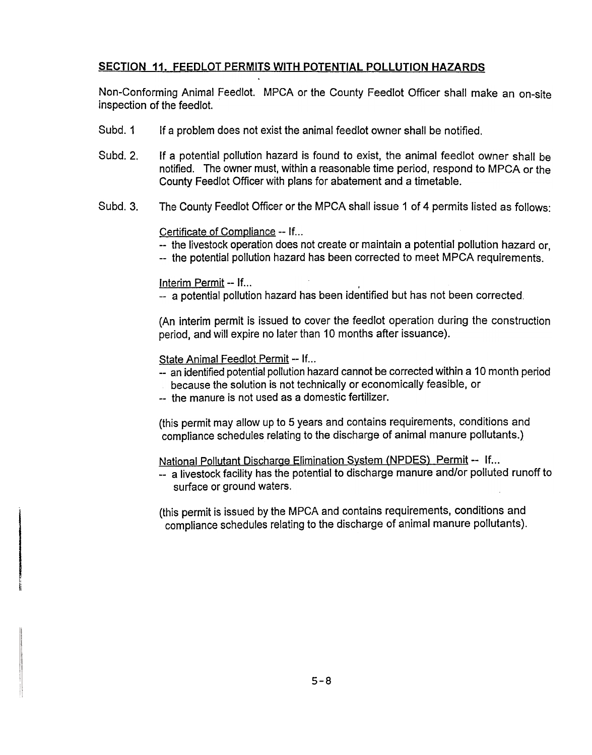## SECTION 11. FEEDLOT PERMITS WITH POTENTIAL POLLUTION HAZARDS

Non-Conforming Animal Feedlot. MPCA or the County Feedlot Officer shall make an on-site inspection of the feedlot.

Subd. 1 If a problem does not exist the animal feedlot owner shall be notified.

Subd. 2. If a potential pollution hazard is found to exist, the animal feedlot owner shall be notified. The owner must, within a reasonable time period, respond to MPCA or the County Feedlot Officer with plans for abatement and a timetable.

Subd. 3. The County Feedlot Officer or the MPCA shall issue 1 of 4 permits listed as follows:

<u>Certificate of Compliance</u> -- If...
-- the livestock operation does not create or maintain a potential pollution hazard or,
-- the potential pollution hazard has been corrected to meet MPCA requirements.

<u>Interim Permit</u> -- If...
-- a potential pollution hazard has been identified but has not been corrected.

(An interim permit is issued to cover the feedlot operation during the construction period, and will expire no later than 10 months after issuance).

<u>State Animal Feedlot Permit</u> -- If...
-- an identified potential pollution hazard cannot be corrected within a 10 month period because the solution is not technically or economically feasible, or
-- the manure is not used as a domestic fertilizer.

(this permit may allow up to 5 years and contains requirements, conditions and compliance schedules relating to the discharge of animal manure pollutants.)

<u>National Pollutant Discharge Elimination System (NPDES) Permit</u> -- If...
-- a livestock facility has the potential to discharge manure and/or polluted runoff to surface or ground waters.

(this permit is issued by the MPCA and contains requirements, conditions and compliance schedules relating to the discharge of animal manure pollutants).